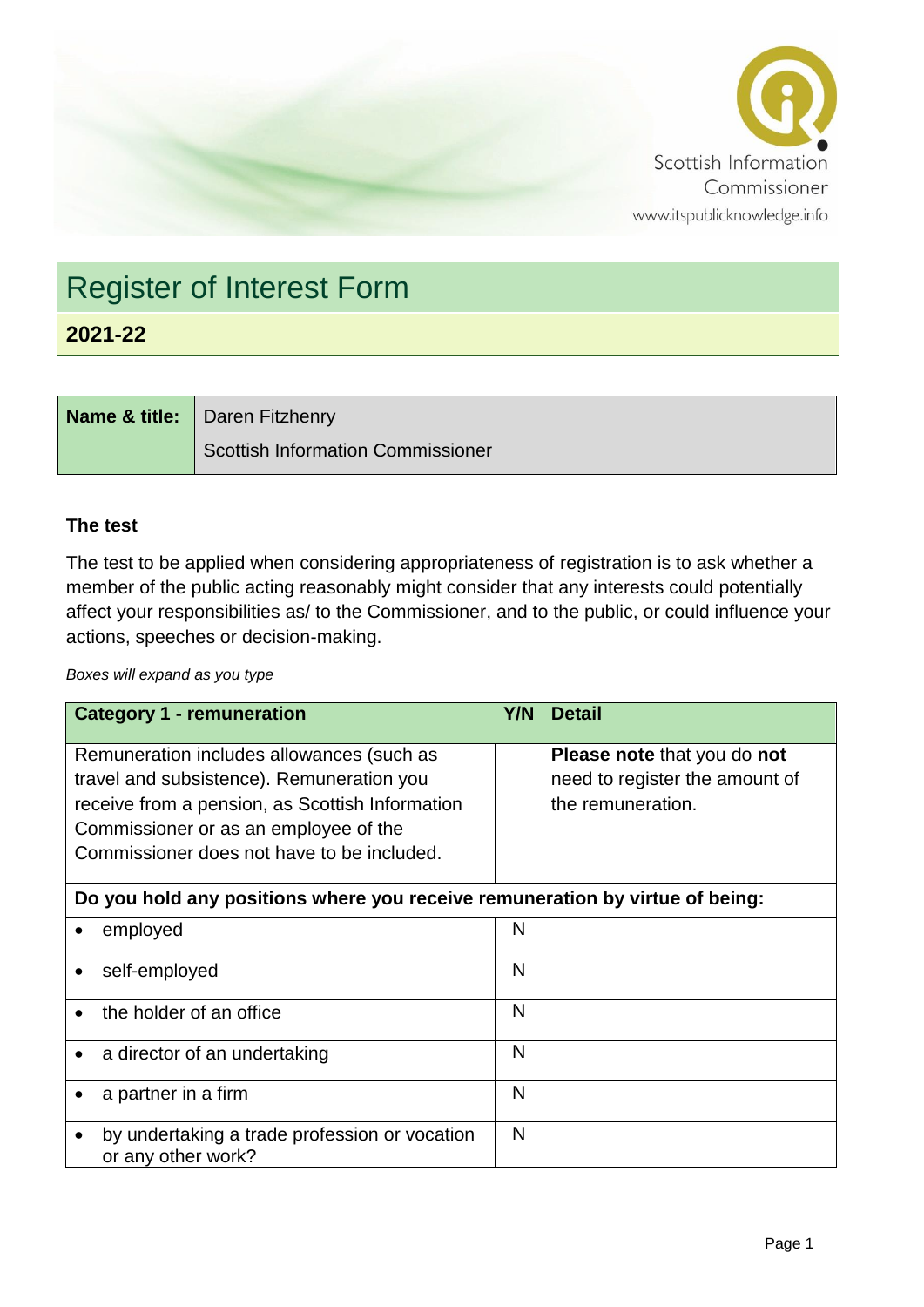Scottish Information Commissioner
www.itspublicknowledge.info

# Register of Interest Form

## 2021-22

| **Name & title:** | Daren Fitzhenry<br>Scottish Information Commissioner |
|---|---|

### The test

The test to be applied when considering appropriateness of registration is to ask whether a member of the public acting reasonably might consider that any interests could potentially affect your responsibilities as/ to the Commissioner, and to the public, or could influence your actions, speeches or decision-making.

*Boxes will expand as you type*

| **Category 1 - remuneration** | **Y/N** | **Detail** |
|---|---|---|
| Remuneration includes allowances (such as travel and subsistence). Remuneration you receive from a pension, as Scottish Information Commissioner or as an employee of the Commissioner does not have to be included. | | **Please note** that you do **not** need to register the amount of the remuneration. |
| **Do you hold any positions where you receive remuneration by virtue of being:** | | |
| • employed | N | |
| • self-employed | N | |
| • the holder of an office | N | |
| • a director of an undertaking | N | |
| • a partner in a firm | N | |
| • by undertaking a trade profession or vocation or any other work? | N | |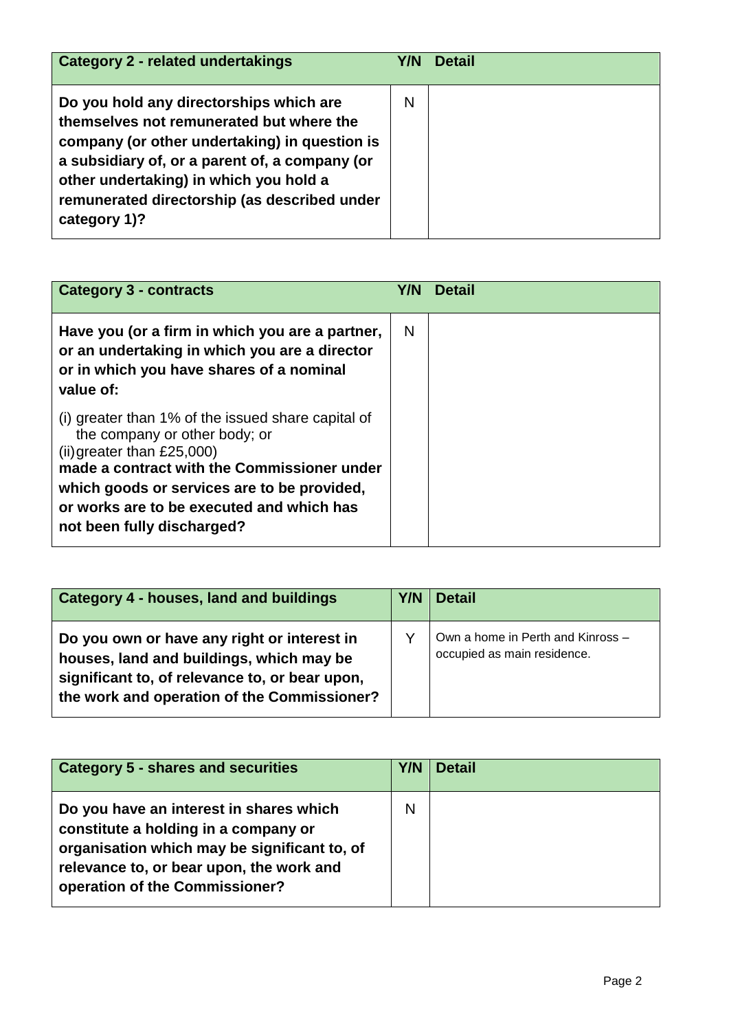| Category 2 - related undertakings | Y/N | Detail |
|---|---|---|
| **Do you hold any directorships which are themselves not remunerated but where the company (or other undertaking) in question is a subsidiary of, or a parent of, a company (or other undertaking) in which you hold a remunerated directorship (as described under category 1)?** | N | |

| Category 3 - contracts | Y/N | Detail |
|---|---|---|
| **Have you (or a firm in which you are a partner, or an undertaking in which you are a director or in which you have shares of a nominal value of:** (i) greater than 1% of the issued share capital of the company or other body; or (ii) greater than £25,000) **made a contract with the Commissioner under which goods or services are to be provided, or works are to be executed and which has not been fully discharged?** | N | |

| Category 4 - houses, land and buildings | Y/N | Detail |
|---|---|---|
| **Do you own or have any right or interest in houses, land and buildings, which may be significant to, of relevance to, or bear upon, the work and operation of the Commissioner?** | Y | Own a home in Perth and Kinross – occupied as main residence. |

| Category 5 - shares and securities | Y/N | Detail |
|---|---|---|
| **Do you have an interest in shares which constitute a holding in a company or organisation which may be significant to, of relevance to, or bear upon, the work and operation of the Commissioner?** | N | |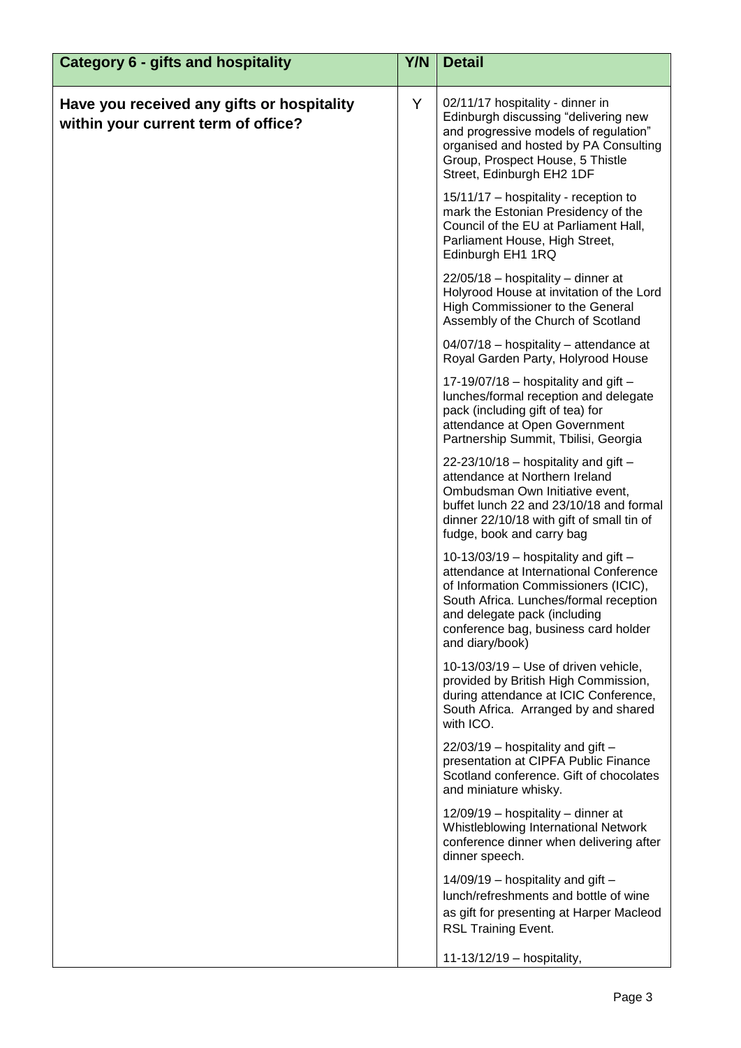| Category 6 - gifts and hospitality | Y/N | Detail |
|---|---|---|
| **Have you received any gifts or hospitality within your current term of office?** | Y | 02/11/17 hospitality - dinner in Edinburgh discussing "delivering new and progressive models of regulation" organised and hosted by PA Consulting Group, Prospect House, 5 Thistle Street, Edinburgh EH2 1DF<br><br>15/11/17 – hospitality - reception to mark the Estonian Presidency of the Council of the EU at Parliament Hall, Parliament House, High Street, Edinburgh EH1 1RQ<br><br>22/05/18 – hospitality – dinner at Holyrood House at invitation of the Lord High Commissioner to the General Assembly of the Church of Scotland<br><br>04/07/18 – hospitality – attendance at Royal Garden Party, Holyrood House<br><br>17-19/07/18 – hospitality and gift – lunches/formal reception and delegate pack (including gift of tea) for attendance at Open Government Partnership Summit, Tbilisi, Georgia<br><br>22-23/10/18 – hospitality and gift – attendance at Northern Ireland Ombudsman Own Initiative event, buffet lunch 22 and 23/10/18 and formal dinner 22/10/18 with gift of small tin of fudge, book and carry bag<br><br>10-13/03/19 – hospitality and gift – attendance at International Conference of Information Commissioners (ICIC), South Africa. Lunches/formal reception and delegate pack (including conference bag, business card holder and diary/book)<br><br>10-13/03/19 – Use of driven vehicle, provided by British High Commission, during attendance at ICIC Conference, South Africa. Arranged by and shared with ICO.<br><br>22/03/19 – hospitality and gift – presentation at CIPFA Public Finance Scotland conference. Gift of chocolates and miniature whisky.<br><br>12/09/19 – hospitality – dinner at Whistleblowing International Network conference dinner when delivering after dinner speech.<br><br>14/09/19 – hospitality and gift – lunch/refreshments and bottle of wine as gift for presenting at Harper Macleod RSL Training Event.<br><br>11-13/12/19 – hospitality, |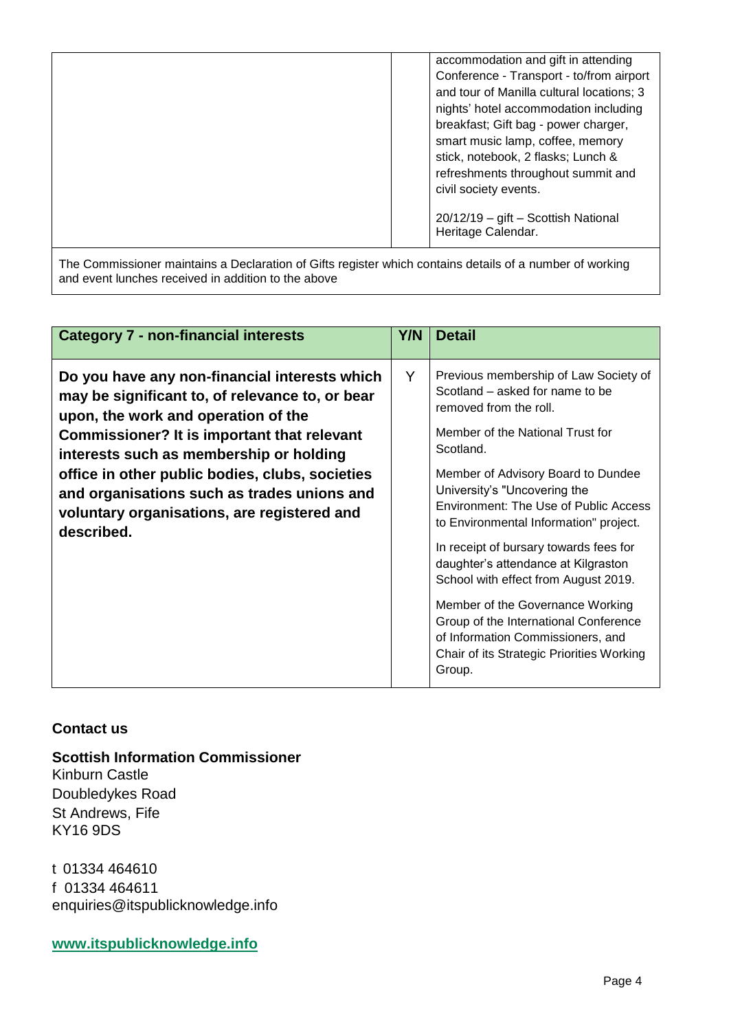| | | |
|---|---|---|
| | | accommodation and gift in attending Conference - Transport - to/from airport and tour of Manilla cultural locations; 3 nights' hotel accommodation including breakfast; Gift bag - power charger, smart music lamp, coffee, memory stick, notebook, 2 flasks; Lunch & refreshments throughout summit and civil society events.<br><br>20/12/19 – gift – Scottish National Heritage Calendar. |
| The Commissioner maintains a Declaration of Gifts register which contains details of a number of working and event lunches received in addition to the above | | |

| Category 7 - non-financial interests | Y/N | Detail |
|---|---|---|
| **Do you have any non-financial interests which may be significant to, of relevance to, or bear upon, the work and operation of the Commissioner? It is important that relevant interests such as membership or holding office in other public bodies, clubs, societies and organisations such as trades unions and voluntary organisations, are registered and described.** | Y | Previous membership of Law Society of Scotland – asked for name to be removed from the roll.<br><br>Member of the National Trust for Scotland.<br><br>Member of Advisory Board to Dundee University's "Uncovering the Environment: The Use of Public Access to Environmental Information" project.<br><br>In receipt of bursary towards fees for daughter's attendance at Kilgraston School with effect from August 2019.<br><br>Member of the Governance Working Group of the International Conference of Information Commissioners, and Chair of its Strategic Priorities Working Group. |

### Contact us

**Scottish Information Commissioner**
Kinburn Castle
Doubledykes Road
St Andrews, Fife
KY16 9DS

t 01334 464610
f 01334 464611
enquiries@itspublicknowledge.info

**www.itspublicknowledge.info**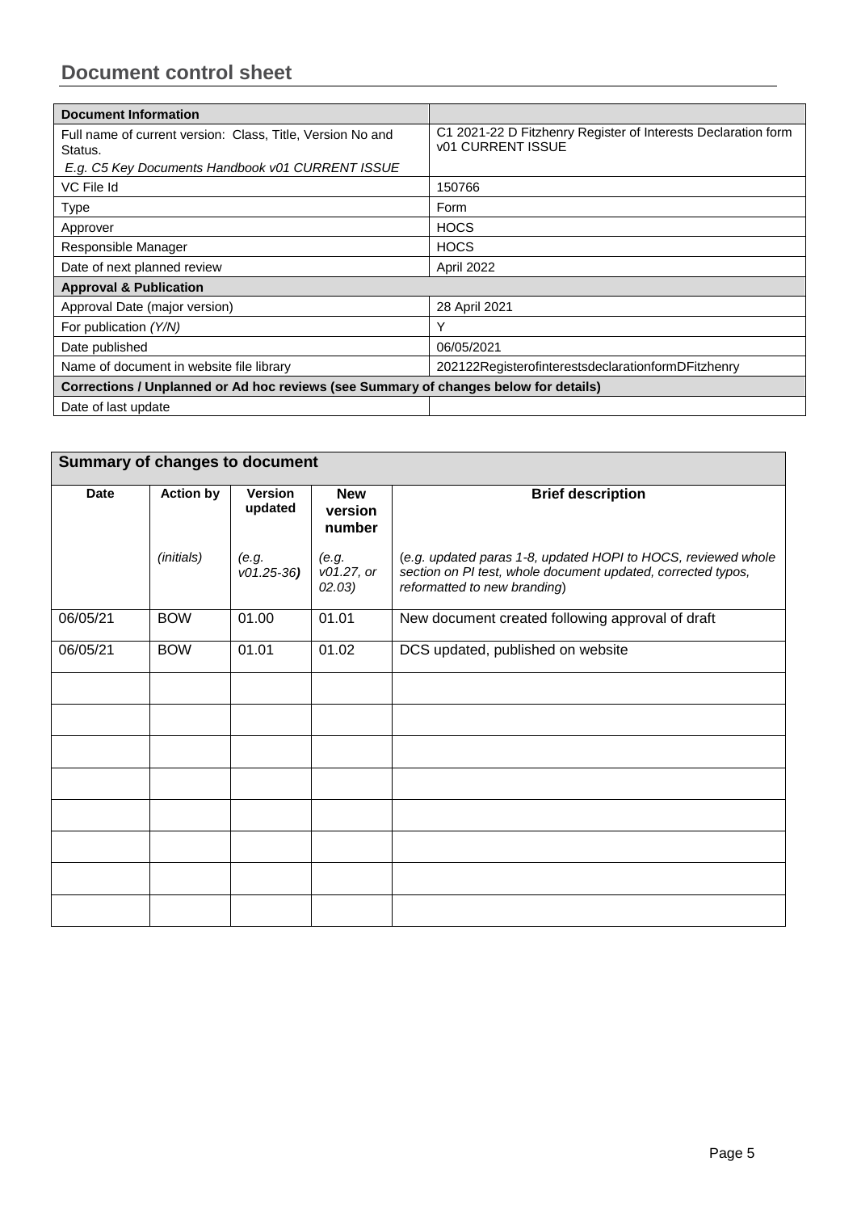## Document control sheet

| Document Information | |
|---|---|
| Full name of current version: Class, Title, Version No and Status.<br>*E.g. C5 Key Documents Handbook v01 CURRENT ISSUE* | C1 2021-22 D Fitzhenry Register of Interests Declaration form v01 CURRENT ISSUE |
| VC File Id | 150766 |
| Type | Form |
| Approver | HOCS |
| Responsible Manager | HOCS |
| Date of next planned review | April 2022 |
| **Approval & Publication** | |
| Approval Date (major version) | 28 April 2021 |
| For publication *(Y/N)* | Y |
| Date published | 06/05/2021 |
| Name of document in website file library | 202122RegisterofinterestsdeclarationformDFitzhenry |
| **Corrections / Unplanned or Ad hoc reviews (see Summary of changes below for details)** | |
| Date of last update | |

| Summary of changes to document | | | | |
|---|---|---|---|---|
| **Date** | **Action by**<br>*(initials)* | **Version updated**<br>*(e.g. v01.25-36)* | **New version number**<br>*(e.g. v01.27, or 02.03)* | **Brief description**<br>(*e.g. updated paras 1-8, updated HOPI to HOCS, reviewed whole section on PI test, whole document updated, corrected typos, reformatted to new branding*) |
| 06/05/21 | BOW | 01.00 | 01.01 | New document created following approval of draft |
| 06/05/21 | BOW | 01.01 | 01.02 | DCS updated, published on website |
| | | | | |
| | | | | |
| | | | | |
| | | | | |
| | | | | |
| | | | | |
| | | | | |
| | | | | |